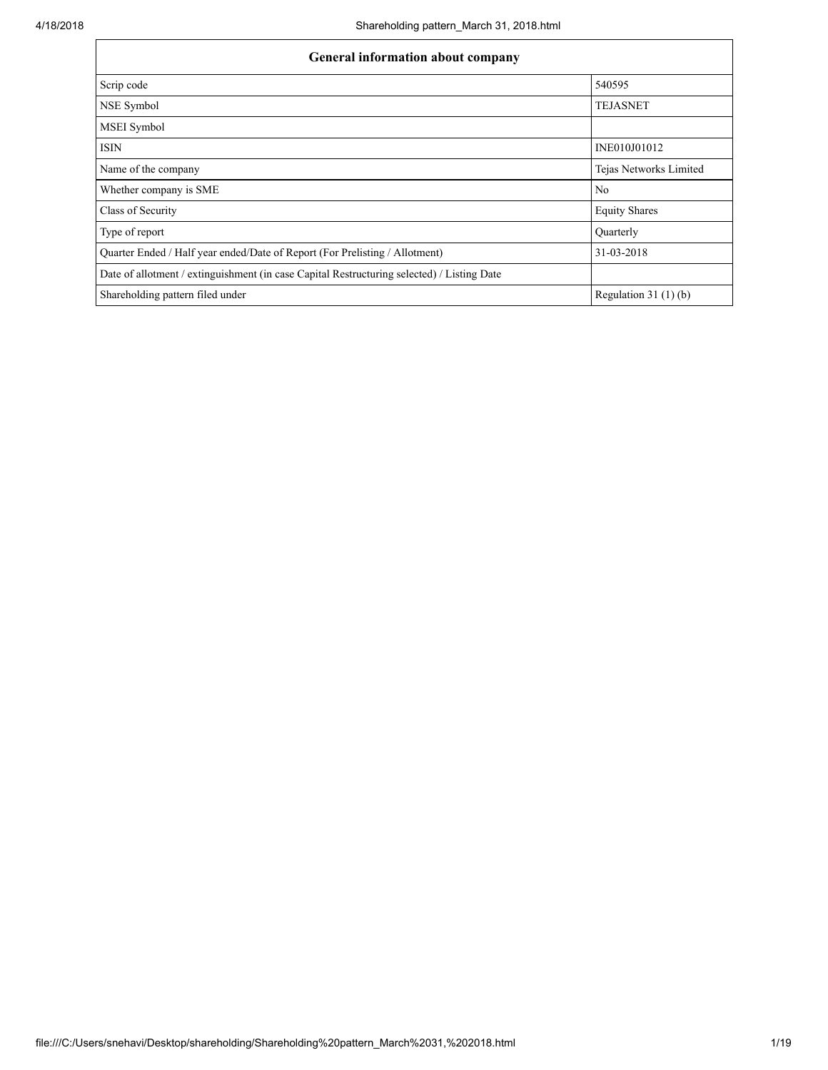| General information about company | |
|---|---|
| Scrip code | 540595 |
| NSE Symbol | TEJASNET |
| MSEI Symbol | |
| ISIN | INE010J01012 |
| Name of the company | Tejas Networks Limited |
| Whether company is SME | No |
| Class of Security | Equity Shares |
| Type of report | Quarterly |
| Quarter Ended / Half year ended/Date of Report (For Prelisting / Allotment) | 31-03-2018 |
| Date of allotment / extinguishment (in case Capital Restructuring selected) / Listing Date | |
| Shareholding pattern filed under | Regulation 31 (1) (b) |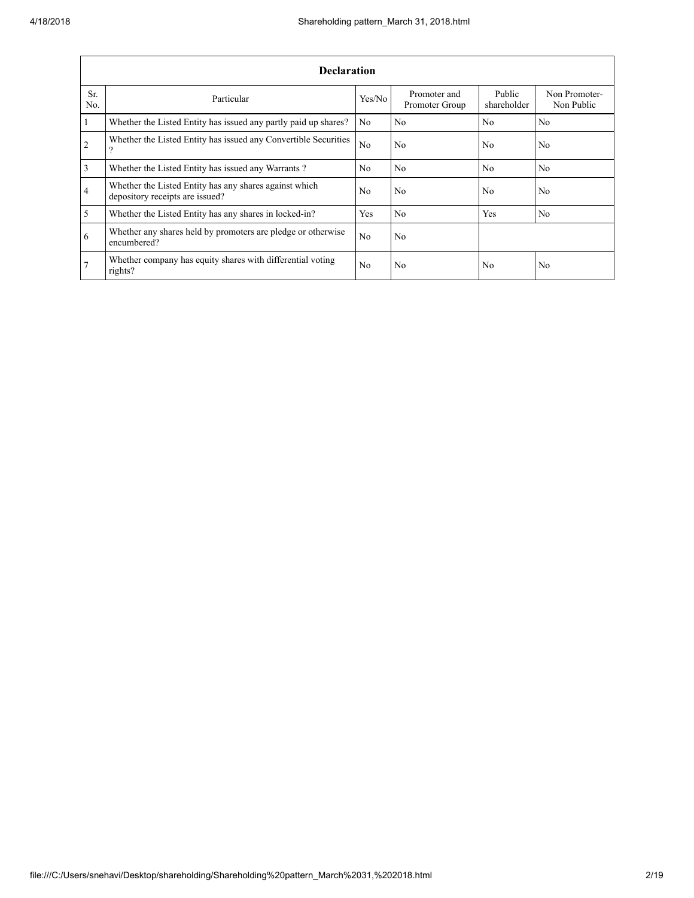| Declaration | | | | | |
|---|---|---|---|---|---|
| Sr. No. | Particular | Yes/No | Promoter and Promoter Group | Public shareholder | Non Promoter- Non Public |
| 1 | Whether the Listed Entity has issued any partly paid up shares? | No | No | No | No |
| 2 | Whether the Listed Entity has issued any Convertible Securities ? | No | No | No | No |
| 3 | Whether the Listed Entity has issued any Warrants ? | No | No | No | No |
| 4 | Whether the Listed Entity has any shares against which depository receipts are issued? | No | No | No | No |
| 5 | Whether the Listed Entity has any shares in locked-in? | Yes | No | Yes | No |
| 6 | Whether any shares held by promoters are pledge or otherwise encumbered? | No | No | | |
| 7 | Whether company has equity shares with differential voting rights? | No | No | No | No |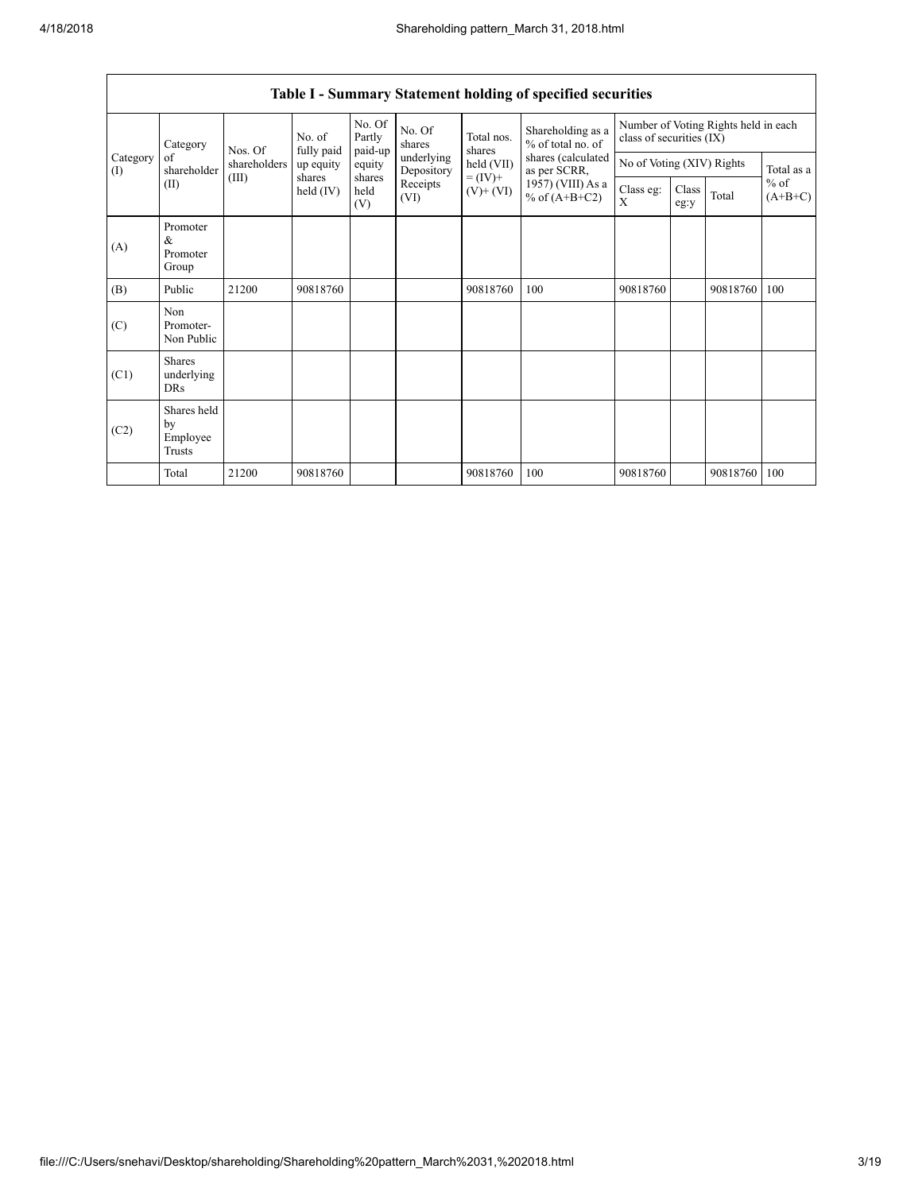## Table I - Summary Statement holding of specified securities

| Category (I) | Category of shareholder (II) | Nos. Of shareholders (III) | No. of fully paid up equity shares held (IV) | No. Of Partly paid-up equity shares held (V) | No. Of shares underlying Depository Receipts (VI) | Total nos. shares held (VII) = (IV)+ (V)+ (VI) | Shareholding as a % of total no. of shares (calculated as per SCRR, 1957) (VIII) As a % of (A+B+C2) | Number of Voting Rights held in each class of securities (IX) | | | |
|---|---|---|---|---|---|---|---|---|---|---|---|
| | | | | | | | | No of Voting (XIV) Rights | | | Total as a % of (A+B+C) |
| | | | | | | | | Class eg: X | Class eg:y | Total | |
| (A) | Promoter & Promoter Group | | | | | | | | | | |
| (B) | Public | 21200 | 90818760 | | | 90818760 | 100 | 90818760 | | 90818760 | 100 |
| (C) | Non Promoter- Non Public | | | | | | | | | | |
| (C1) | Shares underlying DRs | | | | | | | | | | |
| (C2) | Shares held by Employee Trusts | | | | | | | | | | |
| | Total | 21200 | 90818760 | | | 90818760 | 100 | 90818760 | | 90818760 | 100 |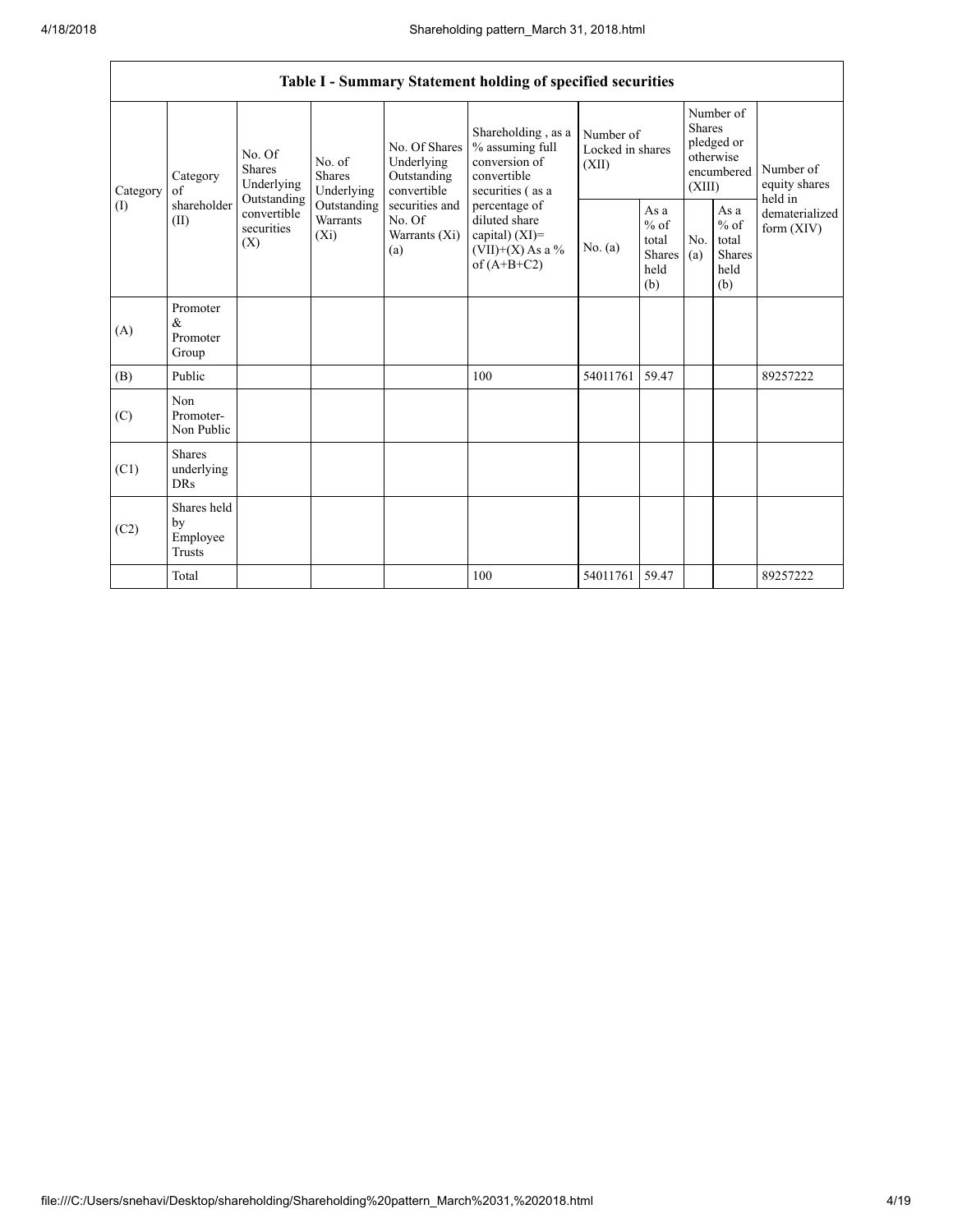| Table I - Summary Statement holding of specified securities | | | | | | | | | | | |
|---|---|---|---|---|---|---|---|---|---|---|---|
| Category (I) | Category of shareholder (II) | No. Of Shares Underlying Outstanding convertible securities (X) | No. of Shares Underlying Outstanding Warrants (Xi) | No. Of Shares Underlying Outstanding convertible securities and No. Of Warrants (Xi) (a) | Shareholding , as a % assuming full conversion of convertible securities ( as a percentage of diluted share capital) (XI)= (VII)+(X) As a % of (A+B+C2) | Number of Locked in shares (XII) | | Number of Shares pledged or otherwise encumbered (XIII) | | Number of equity shares held in dematerialized form (XIV) |
| | | | | | | No. (a) | As a % of total Shares held (b) | No. (a) | As a % of total Shares held (b) | |
| (A) | Promoter & Promoter Group | | | | | | | | | |
| (B) | Public | | | | 100 | 54011761 | 59.47 | | | 89257222 |
| (C) | Non Promoter- Non Public | | | | | | | | | |
| (C1) | Shares underlying DRs | | | | | | | | | |
| (C2) | Shares held by Employee Trusts | | | | | | | | | |
| | Total | | | | 100 | 54011761 | 59.47 | | | 89257222 |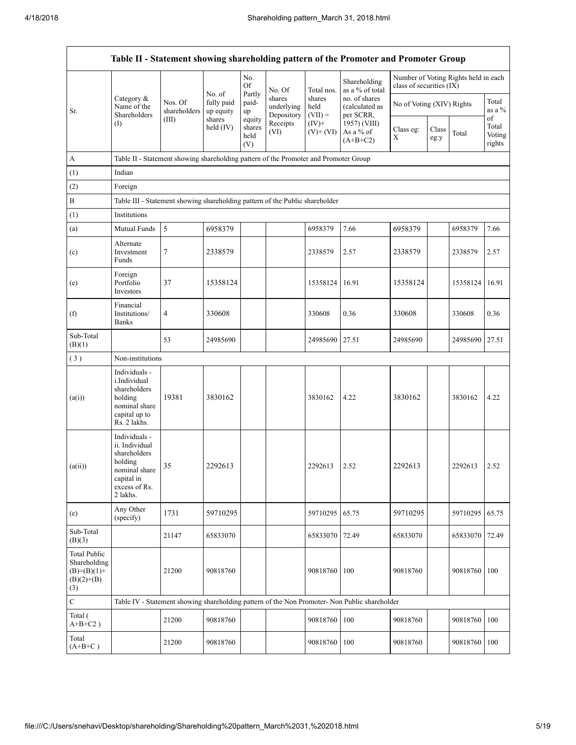| Table II - Statement showing shareholding pattern of the Promoter and Promoter Group | | | | | | | | | | | |
|---|---|---|---|---|---|---|---|---|---|---|---|
| Sr. | Category & Name of the Shareholders (I) | Nos. Of shareholders (III) | No. of fully paid up equity shares held (IV) | No. Of Partly paid-up equity shares held (V) | No. Of shares underlying Depository Receipts (VI) | Total nos. shares held (VII) = (IV)+ (V)+ (VI) | Shareholding as a % of total no. of shares (calculated as per SCRR, 1957) (VIII) As a % of (A+B+C2) | Number of Voting Rights held in each class of securities (IX) | | | |
| | | | | | | | | No of Voting (XIV) Rights | | | Total as a % of Total Voting rights |
| | | | | | | | | Class eg: X | Class eg:y | Total | |
| A | Table II - Statement showing shareholding pattern of the Promoter and Promoter Group | | | | | | | | | | |
| (1) | Indian | | | | | | | | | | |
| (2) | Foreign | | | | | | | | | | |
| B | Table III - Statement showing shareholding pattern of the Public shareholder | | | | | | | | | | |
| (1) | Institutions | | | | | | | | | | |
| (a) | Mutual Funds | 5 | 6958379 | | | 6958379 | 7.66 | 6958379 | | 6958379 | 7.66 |
| (c) | Alternate Investment Funds | 7 | 2338579 | | | 2338579 | 2.57 | 2338579 | | 2338579 | 2.57 |
| (e) | Foreign Portfolio Investors | 37 | 15358124 | | | 15358124 | 16.91 | 15358124 | | 15358124 | 16.91 |
| (f) | Financial Institutions/ Banks | 4 | 330608 | | | 330608 | 0.36 | 330608 | | 330608 | 0.36 |
| Sub-Total (B)(1) | | 53 | 24985690 | | | 24985690 | 27.51 | 24985690 | | 24985690 | 27.51 |
| (3) | Non-institutions | | | | | | | | | | |
| (a(i)) | Individuals - i.Individual shareholders holding nominal share capital up to Rs. 2 lakhs. | 19381 | 3830162 | | | 3830162 | 4.22 | 3830162 | | 3830162 | 4.22 |
| (a(ii)) | Individuals - ii. Individual shareholders holding nominal share capital in excess of Rs. 2 lakhs. | 35 | 2292613 | | | 2292613 | 2.52 | 2292613 | | 2292613 | 2.52 |
| (e) | Any Other (specify) | 1731 | 59710295 | | | 59710295 | 65.75 | 59710295 | | 59710295 | 65.75 |
| Sub-Total (B)(3) | | 21147 | 65833070 | | | 65833070 | 72.49 | 65833070 | | 65833070 | 72.49 |
| Total Public Shareholding (B)=(B)(1)+(B)(2)+(B)(3) | | 21200 | 90818760 | | | 90818760 | 100 | 90818760 | | 90818760 | 100 |
| C | Table IV - Statement showing shareholding pattern of the Non Promoter- Non Public shareholder | | | | | | | | | | |
| Total ( A+B+C2 ) | | 21200 | 90818760 | | | 90818760 | 100 | 90818760 | | 90818760 | 100 |
| Total (A+B+C ) | | 21200 | 90818760 | | | 90818760 | 100 | 90818760 | | 90818760 | 100 |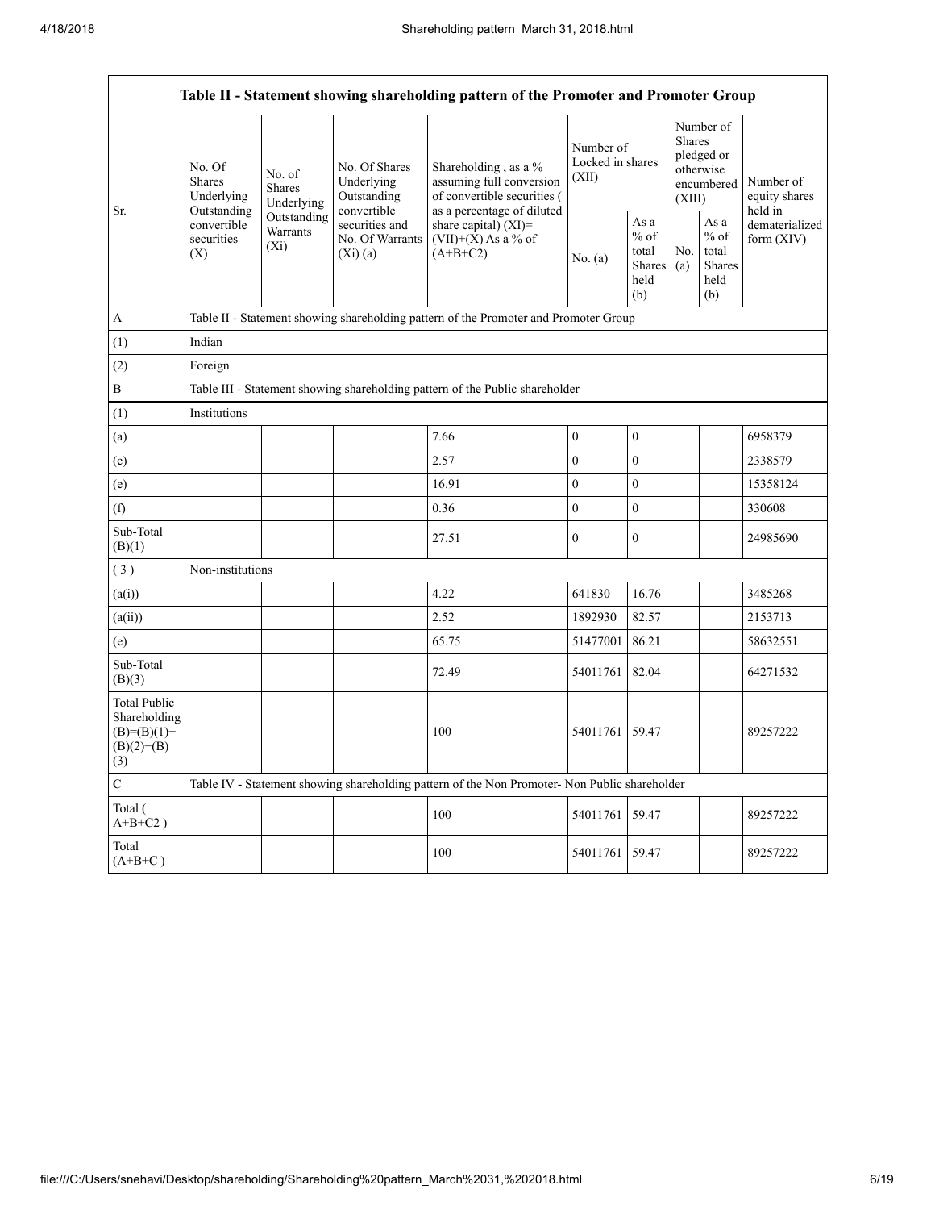| Table II - Statement showing shareholding pattern of the Promoter and Promoter Group | | | | | | | | | |
|---|---|---|---|---|---|---|---|---|---|
| Sr. | No. Of Shares Underlying Outstanding convertible securities (X) | No. of Shares Underlying Outstanding Warrants (Xi) | No. Of Shares Underlying Outstanding convertible securities and No. Of Warrants (Xi) (a) | Shareholding , as a % assuming full conversion of convertible securities ( as a percentage of diluted share capital) (XI)= (VII)+(X) As a % of (A+B+C2) | Number of Locked in shares (XII) | | Number of Shares pledged or otherwise encumbered (XIII) | | Number of equity shares held in dematerialized form (XIV) |
| | | | | | No. (a) | As a % of total Shares held (b) | No. (a) | As a % of total Shares held (b) | |
| A | Table II - Statement showing shareholding pattern of the Promoter and Promoter Group | | | | | | | | |
| (1) | Indian | | | | | | | | |
| (2) | Foreign | | | | | | | | |
| B | Table III - Statement showing shareholding pattern of the Public shareholder | | | | | | | | |
| (1) | Institutions | | | | | | | | |
| (a) | | | | 7.66 | 0 | 0 | | | 6958379 |
| (c) | | | | 2.57 | 0 | 0 | | | 2338579 |
| (e) | | | | 16.91 | 0 | 0 | | | 15358124 |
| (f) | | | | 0.36 | 0 | 0 | | | 330608 |
| Sub-Total (B)(1) | | | | 27.51 | 0 | 0 | | | 24985690 |
| ( 3 ) | Non-institutions | | | | | | | | |
| (a(i)) | | | | 4.22 | 641830 | 16.76 | | | 3485268 |
| (a(ii)) | | | | 2.52 | 1892930 | 82.57 | | | 2153713 |
| (e) | | | | 65.75 | 51477001 | 86.21 | | | 58632551 |
| Sub-Total (B)(3) | | | | 72.49 | 54011761 | 82.04 | | | 64271532 |
| Total Public Shareholding (B)=(B)(1)+(B)(2)+(B)(3) | | | | 100 | 54011761 | 59.47 | | | 89257222 |
| C | Table IV - Statement showing shareholding pattern of the Non Promoter- Non Public shareholder | | | | | | | | |
| Total ( A+B+C2 ) | | | | 100 | 54011761 | 59.47 | | | 89257222 |
| Total (A+B+C ) | | | | 100 | 54011761 | 59.47 | | | 89257222 |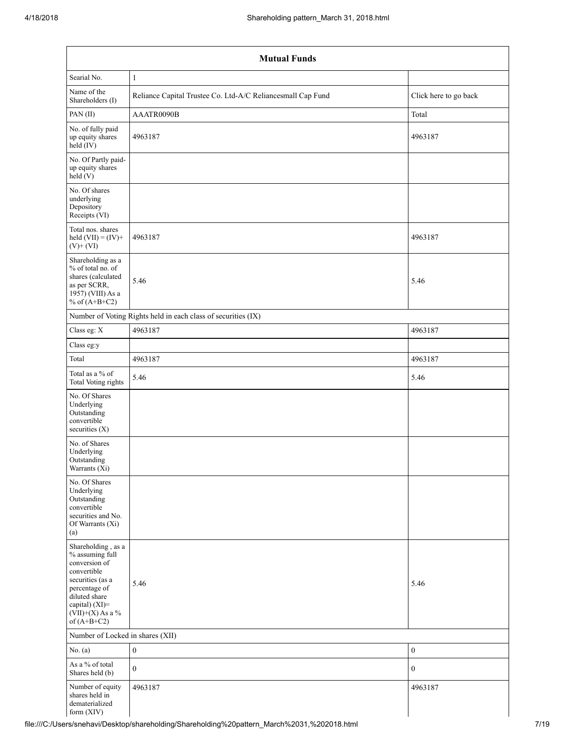| Mutual Funds | | |
|---|---|---|
| Searial No. | 1 | |
| Name of the Shareholders (I) | Reliance Capital Trustee Co. Ltd-A/C Reliancesmall Cap Fund | Click here to go back |
| PAN (II) | AAATR0090B | Total |
| No. of fully paid up equity shares held (IV) | 4963187 | 4963187 |
| No. Of Partly paid-up equity shares held (V) | | |
| No. Of shares underlying Depository Receipts (VI) | | |
| Total nos. shares held (VII) = (IV)+ (V)+ (VI) | 4963187 | 4963187 |
| Shareholding as a % of total no. of shares (calculated as per SCRR, 1957) (VIII) As a % of (A+B+C2) | 5.46 | 5.46 |
| Number of Voting Rights held in each class of securities (IX) | | |
| Class eg: X | 4963187 | 4963187 |
| Class eg:y | | |
| Total | 4963187 | 4963187 |
| Total as a % of Total Voting rights | 5.46 | 5.46 |
| No. Of Shares Underlying Outstanding convertible securities (X) | | |
| No. of Shares Underlying Outstanding Warrants (Xi) | | |
| No. Of Shares Underlying Outstanding convertible securities and No. Of Warrants (Xi) (a) | | |
| Shareholding , as a % assuming full conversion of convertible securities (as a percentage of diluted share capital) (XI)= (VII)+(X) As a % of (A+B+C2) | 5.46 | 5.46 |
| Number of Locked in shares (XII) | | |
| No. (a) | 0 | 0 |
| As a % of total Shares held (b) | 0 | 0 |
| Number of equity shares held in dematerialized form (XIV) | 4963187 | 4963187 |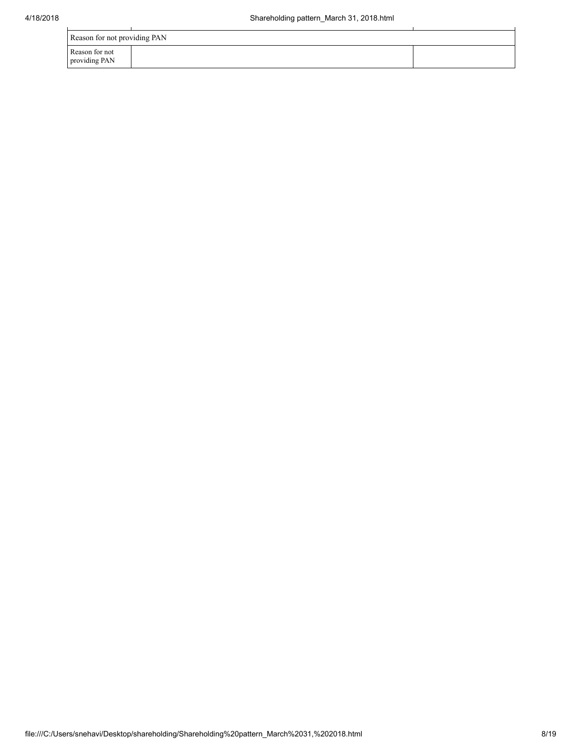| Reason for not providing PAN | | |
|---|---|---|
| Reason for not providing PAN | | |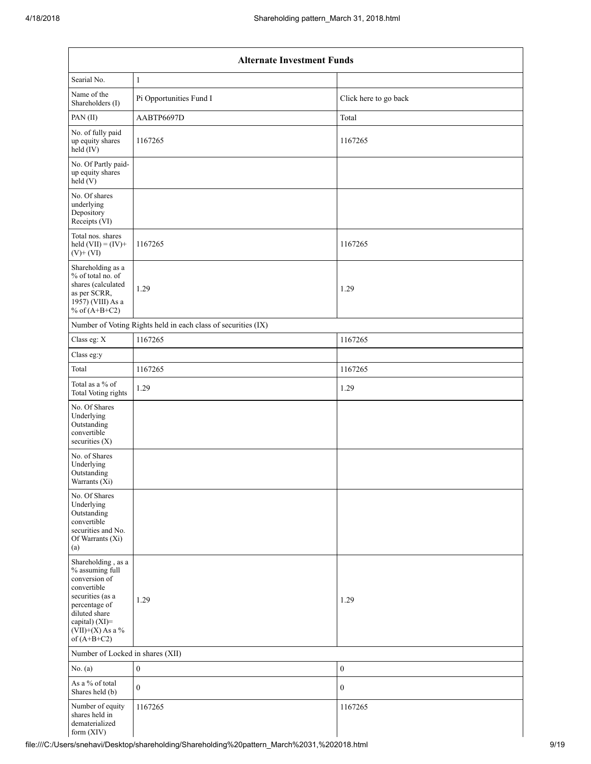| Alternate Investment Funds | | |
|---|---|---|
| Searial No. | 1 | |
| Name of the Shareholders (I) | Pi Opportunities Fund I | Click here to go back |
| PAN (II) | AABTP6697D | Total |
| No. of fully paid up equity shares held (IV) | 1167265 | 1167265 |
| No. Of Partly paid-up equity shares held (V) | | |
| No. Of shares underlying Depository Receipts (VI) | | |
| Total nos. shares held (VII) = (IV)+(V)+ (VI) | 1167265 | 1167265 |
| Shareholding as a % of total no. of shares (calculated as per SCRR, 1957) (VIII) As a % of (A+B+C2) | 1.29 | 1.29 |
| Number of Voting Rights held in each class of securities (IX) | | |
| Class eg: X | 1167265 | 1167265 |
| Class eg:y | | |
| Total | 1167265 | 1167265 |
| Total as a % of Total Voting rights | 1.29 | 1.29 |
| No. Of Shares Underlying Outstanding convertible securities (X) | | |
| No. of Shares Underlying Outstanding Warrants (Xi) | | |
| No. Of Shares Underlying Outstanding convertible securities and No. Of Warrants (Xi) (a) | | |
| Shareholding , as a % assuming full conversion of convertible securities (as a percentage of diluted share capital) (XI)= (VII)+(X) As a % of (A+B+C2) | 1.29 | 1.29 |
| Number of Locked in shares (XII) | | |
| No. (a) | 0 | 0 |
| As a % of total Shares held (b) | 0 | 0 |
| Number of equity shares held in dematerialized form (XIV) | 1167265 | 1167265 |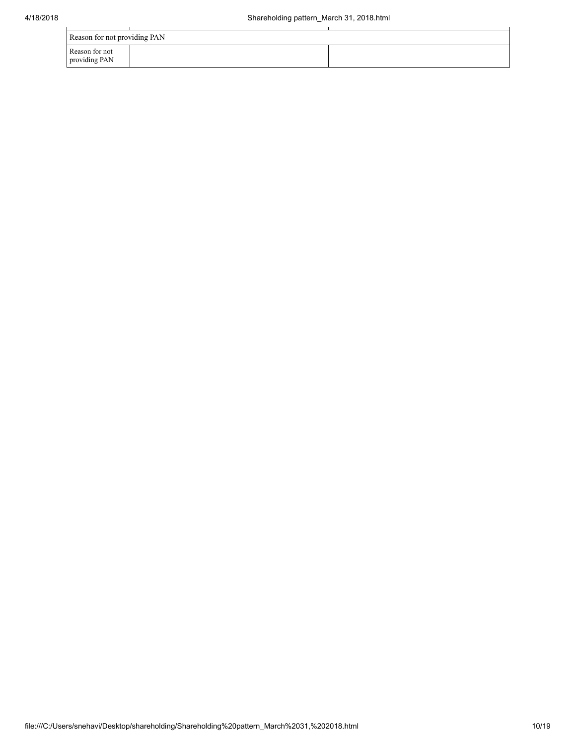| Reason for not providing PAN | | |
|---|---|---|
| Reason for not providing PAN | | |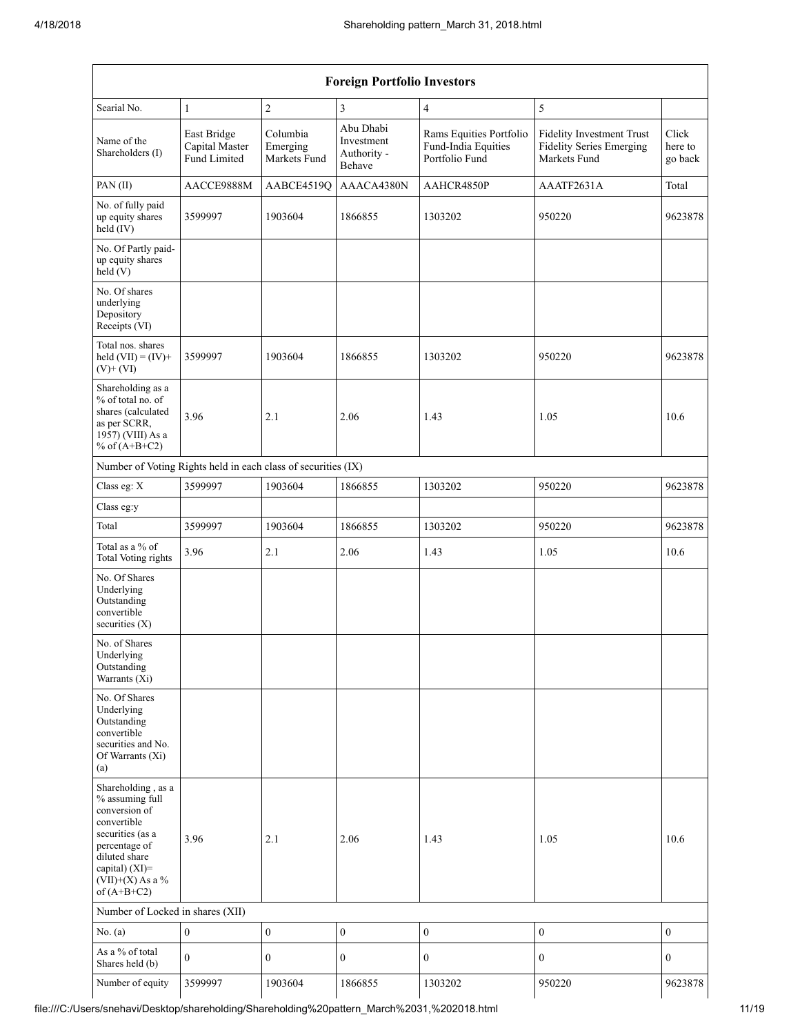| Foreign Portfolio Investors | | | | | | |
|---|---|---|---|---|---|---|
| Searial No. | 1 | 2 | 3 | 4 | 5 | |
| Name of the Shareholders (I) | East Bridge Capital Master Fund Limited | Columbia Emerging Markets Fund | Abu Dhabi Investment Authority - Behave | Rams Equities Portfolio Fund-India Equities Portfolio Fund | Fidelity Investment Trust Fidelity Series Emerging Markets Fund | Click here to go back |
| PAN (II) | AACCE9888M | AABCE4519Q | AAACA4380N | AAHCR4850P | AAATF2631A | Total |
| No. of fully paid up equity shares held (IV) | 3599997 | 1903604 | 1866855 | 1303202 | 950220 | 9623878 |
| No. Of Partly paid-up equity shares held (V) | | | | | | |
| No. Of shares underlying Depository Receipts (VI) | | | | | | |
| Total nos. shares held (VII) = (IV)+ (V)+ (VI) | 3599997 | 1903604 | 1866855 | 1303202 | 950220 | 9623878 |
| Shareholding as a % of total no. of shares (calculated as per SCRR, 1957) (VIII) As a % of (A+B+C2) | 3.96 | 2.1 | 2.06 | 1.43 | 1.05 | 10.6 |
| Number of Voting Rights held in each class of securities (IX) | | | | | | |
| Class eg: X | 3599997 | 1903604 | 1866855 | 1303202 | 950220 | 9623878 |
| Class eg:y | | | | | | |
| Total | 3599997 | 1903604 | 1866855 | 1303202 | 950220 | 9623878 |
| Total as a % of Total Voting rights | 3.96 | 2.1 | 2.06 | 1.43 | 1.05 | 10.6 |
| No. Of Shares Underlying Outstanding convertible securities (X) | | | | | | |
| No. of Shares Underlying Outstanding Warrants (Xi) | | | | | | |
| No. Of Shares Underlying Outstanding convertible securities and No. Of Warrants (Xi) (a) | | | | | | |
| Shareholding , as a % assuming full conversion of convertible securities (as a percentage of diluted share capital) (XI)= (VII)+(X) As a % of (A+B+C2) | 3.96 | 2.1 | 2.06 | 1.43 | 1.05 | 10.6 |
| Number of Locked in shares (XII) | | | | | | |
| No. (a) | 0 | 0 | 0 | 0 | 0 | 0 |
| As a % of total Shares held (b) | 0 | 0 | 0 | 0 | 0 | 0 |
| Number of equity | 3599997 | 1903604 | 1866855 | 1303202 | 950220 | 9623878 |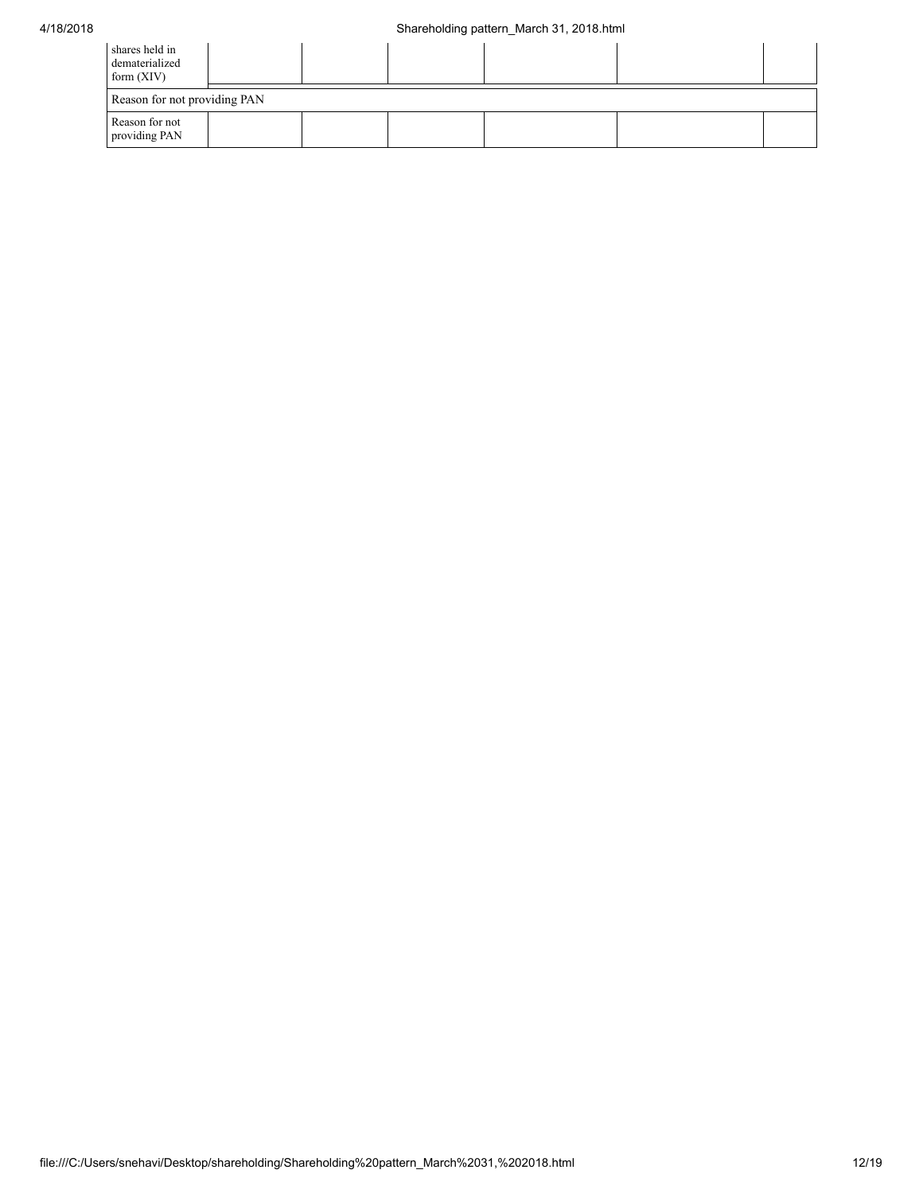| | | | | | | |
|---|---|---|---|---|---|---|
| shares held in dematerialized form (XIV) | | | | | | |
| Reason for not providing PAN | | | | | | |
| Reason for not providing PAN | | | | | | |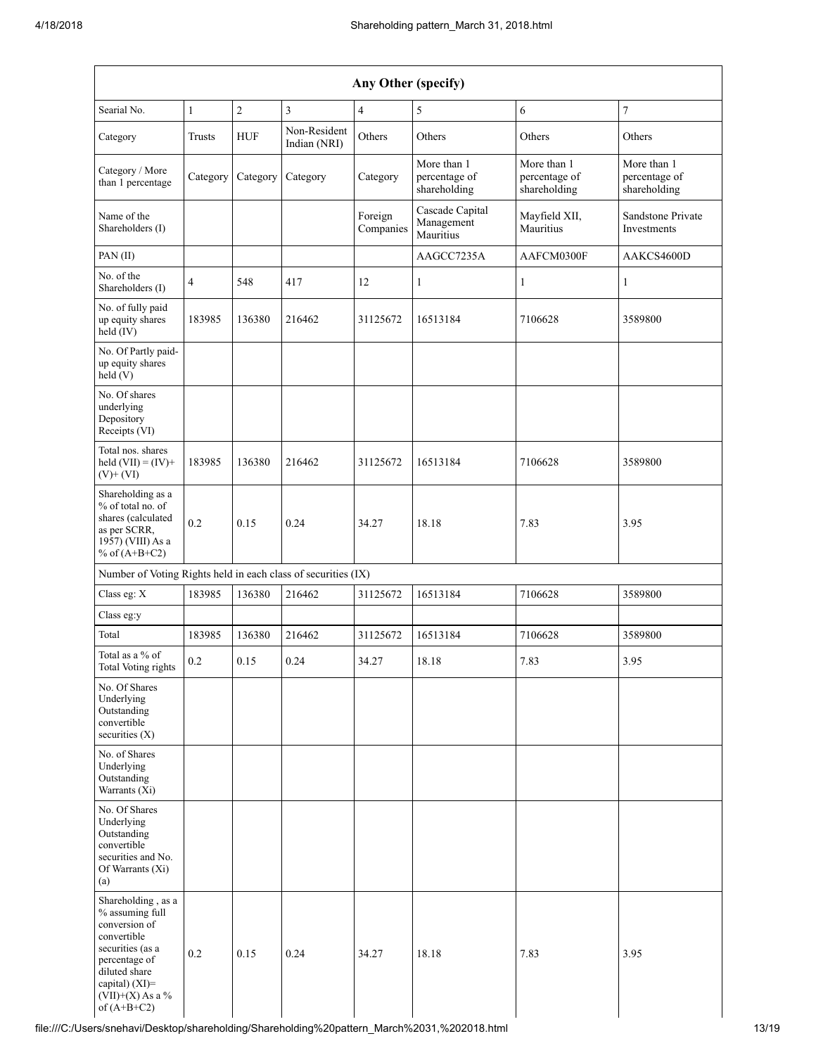| Any Other (specify) | | | | | | | |
|---|---|---|---|---|---|---|---|
| Searial No. | 1 | 2 | 3 | 4 | 5 | 6 | 7 |
| Category | Trusts | HUF | Non-Resident Indian (NRI) | Others | Others | Others | Others |
| Category / More than 1 percentage | Category | Category | Category | Category | More than 1 percentage of shareholding | More than 1 percentage of shareholding | More than 1 percentage of shareholding |
| Name of the Shareholders (I) | | | | Foreign Companies | Cascade Capital Management Mauritius | Mayfield XII, Mauritius | Sandstone Private Investments |
| PAN (II) | | | | | AAGCC7235A | AAFCM0300F | AAKCS4600D |
| No. of the Shareholders (I) | 4 | 548 | 417 | 12 | 1 | 1 | 1 |
| No. of fully paid up equity shares held (IV) | 183985 | 136380 | 216462 | 31125672 | 16513184 | 7106628 | 3589800 |
| No. Of Partly paid-up equity shares held (V) | | | | | | | |
| No. Of shares underlying Depository Receipts (VI) | | | | | | | |
| Total nos. shares held (VII) = (IV)+ (V)+ (VI) | 183985 | 136380 | 216462 | 31125672 | 16513184 | 7106628 | 3589800 |
| Shareholding as a % of total no. of shares (calculated as per SCRR, 1957) (VIII) As a % of (A+B+C2) | 0.2 | 0.15 | 0.24 | 34.27 | 18.18 | 7.83 | 3.95 |
| Number of Voting Rights held in each class of securities (IX) | | | | | | | |
| Class eg: X | 183985 | 136380 | 216462 | 31125672 | 16513184 | 7106628 | 3589800 |
| Class eg:y | | | | | | | |
| Total | 183985 | 136380 | 216462 | 31125672 | 16513184 | 7106628 | 3589800 |
| Total as a % of Total Voting rights | 0.2 | 0.15 | 0.24 | 34.27 | 18.18 | 7.83 | 3.95 |
| No. Of Shares Underlying Outstanding convertible securities (X) | | | | | | | |
| No. of Shares Underlying Outstanding Warrants (Xi) | | | | | | | |
| No. Of Shares Underlying Outstanding convertible securities and No. Of Warrants (Xi) (a) | | | | | | | |
| Shareholding , as a % assuming full conversion of convertible securities (as a percentage of diluted share capital) (XI)= (VII)+(X) As a % of (A+B+C2) | 0.2 | 0.15 | 0.24 | 34.27 | 18.18 | 7.83 | 3.95 |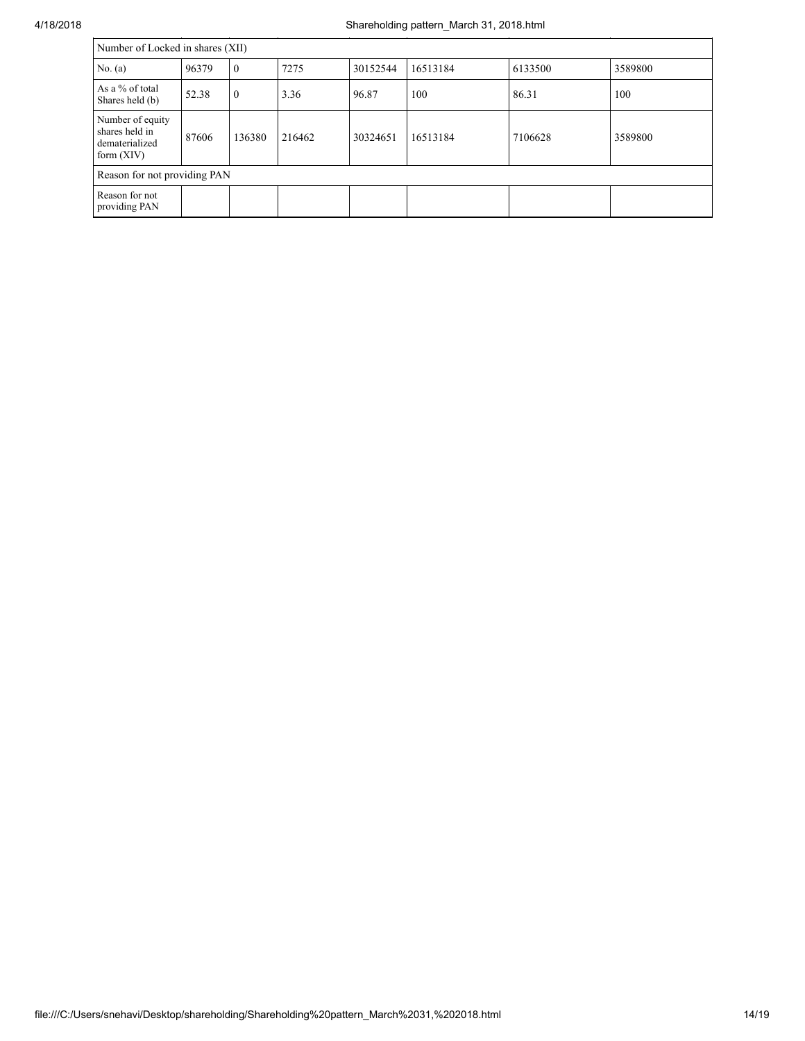| Number of Locked in shares (XII) | | | | | | | |
|---|---|---|---|---|---|---|---|
| No. (a) | 96379 | 0 | 7275 | 30152544 | 16513184 | 6133500 | 3589800 |
| As a % of total Shares held (b) | 52.38 | 0 | 3.36 | 96.87 | 100 | 86.31 | 100 |
| Number of equity shares held in dematerialized form (XIV) | 87606 | 136380 | 216462 | 30324651 | 16513184 | 7106628 | 3589800 |
| Reason for not providing PAN | | | | | | | |
| Reason for not providing PAN | | | | | | | |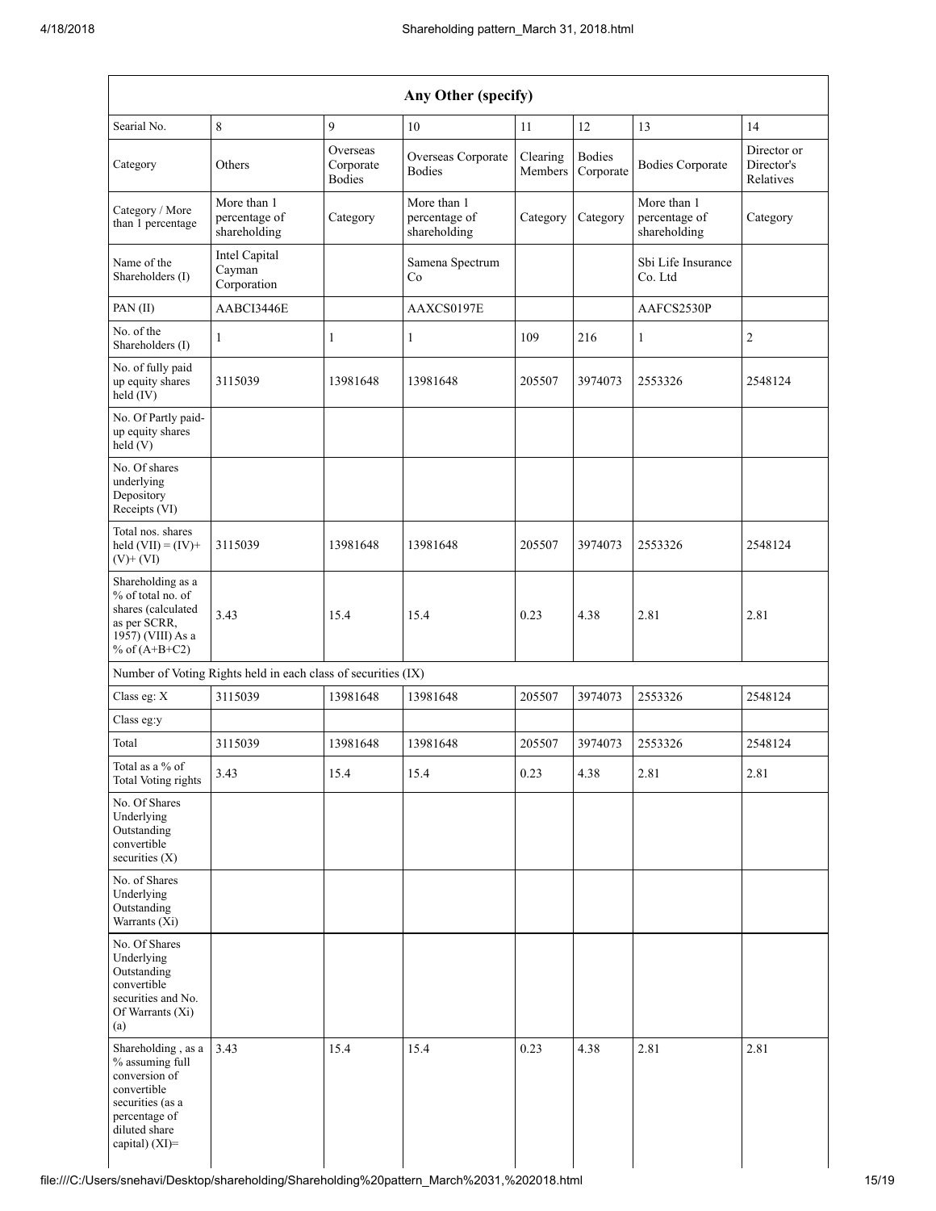| Any Other (specify) | | | | | | | |
|---|---|---|---|---|---|---|---|
| Searial No. | 8 | 9 | 10 | 11 | 12 | 13 | 14 |
| Category | Others | Overseas Corporate Bodies | Overseas Corporate Bodies | Clearing Members | Bodies Corporate | Bodies Corporate | Director or Director's Relatives |
| Category / More than 1 percentage | More than 1 percentage of shareholding | Category | More than 1 percentage of shareholding | Category | Category | More than 1 percentage of shareholding | Category |
| Name of the Shareholders (I) | Intel Capital Cayman Corporation | | Samena Spectrum Co | | | Sbi Life Insurance Co. Ltd | |
| PAN (II) | AABCI3446E | | AAXCS0197E | | | AAFCS2530P | |
| No. of the Shareholders (I) | 1 | 1 | 1 | 109 | 216 | 1 | 2 |
| No. of fully paid up equity shares held (IV) | 3115039 | 13981648 | 13981648 | 205507 | 3974073 | 2553326 | 2548124 |
| No. Of Partly paid-up equity shares held (V) | | | | | | | |
| No. Of shares underlying Depository Receipts (VI) | | | | | | | |
| Total nos. shares held (VII) = (IV)+ (V)+ (VI) | 3115039 | 13981648 | 13981648 | 205507 | 3974073 | 2553326 | 2548124 |
| Shareholding as a % of total no. of shares (calculated as per SCRR, 1957) (VIII) As a % of (A+B+C2) | 3.43 | 15.4 | 15.4 | 0.23 | 4.38 | 2.81 | 2.81 |
| Number of Voting Rights held in each class of securities (IX) | | | | | | | |
| Class eg: X | 3115039 | 13981648 | 13981648 | 205507 | 3974073 | 2553326 | 2548124 |
| Class eg:y | | | | | | | |
| Total | 3115039 | 13981648 | 13981648 | 205507 | 3974073 | 2553326 | 2548124 |
| Total as a % of Total Voting rights | 3.43 | 15.4 | 15.4 | 0.23 | 4.38 | 2.81 | 2.81 |
| No. Of Shares Underlying Outstanding convertible securities (X) | | | | | | | |
| No. of Shares Underlying Outstanding Warrants (Xi) | | | | | | | |
| No. Of Shares Underlying Outstanding convertible securities and No. Of Warrants (Xi) (a) | | | | | | | |
| Shareholding , as a % assuming full conversion of convertible securities (as a percentage of diluted share capital) (XI)= | 3.43 | 15.4 | 15.4 | 0.23 | 4.38 | 2.81 | 2.81 |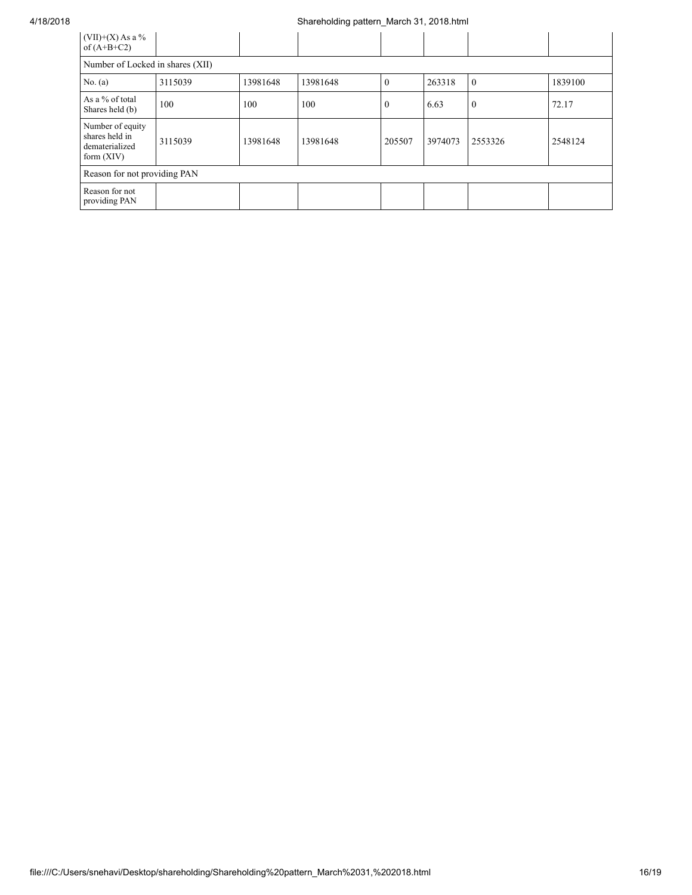| (VII)+(X) As a % of (A+B+C2) | | | | | | | |
|---|---|---|---|---|---|---|---|
| Number of Locked in shares (XII) | | | | | | | |
| No. (a) | 3115039 | 13981648 | 13981648 | 0 | 263318 | 0 | 1839100 |
| As a % of total Shares held (b) | 100 | 100 | 100 | 0 | 6.63 | 0 | 72.17 |
| Number of equity shares held in dematerialized form (XIV) | 3115039 | 13981648 | 13981648 | 205507 | 3974073 | 2553326 | 2548124 |
| Reason for not providing PAN | | | | | | | |
| Reason for not providing PAN | | | | | | | |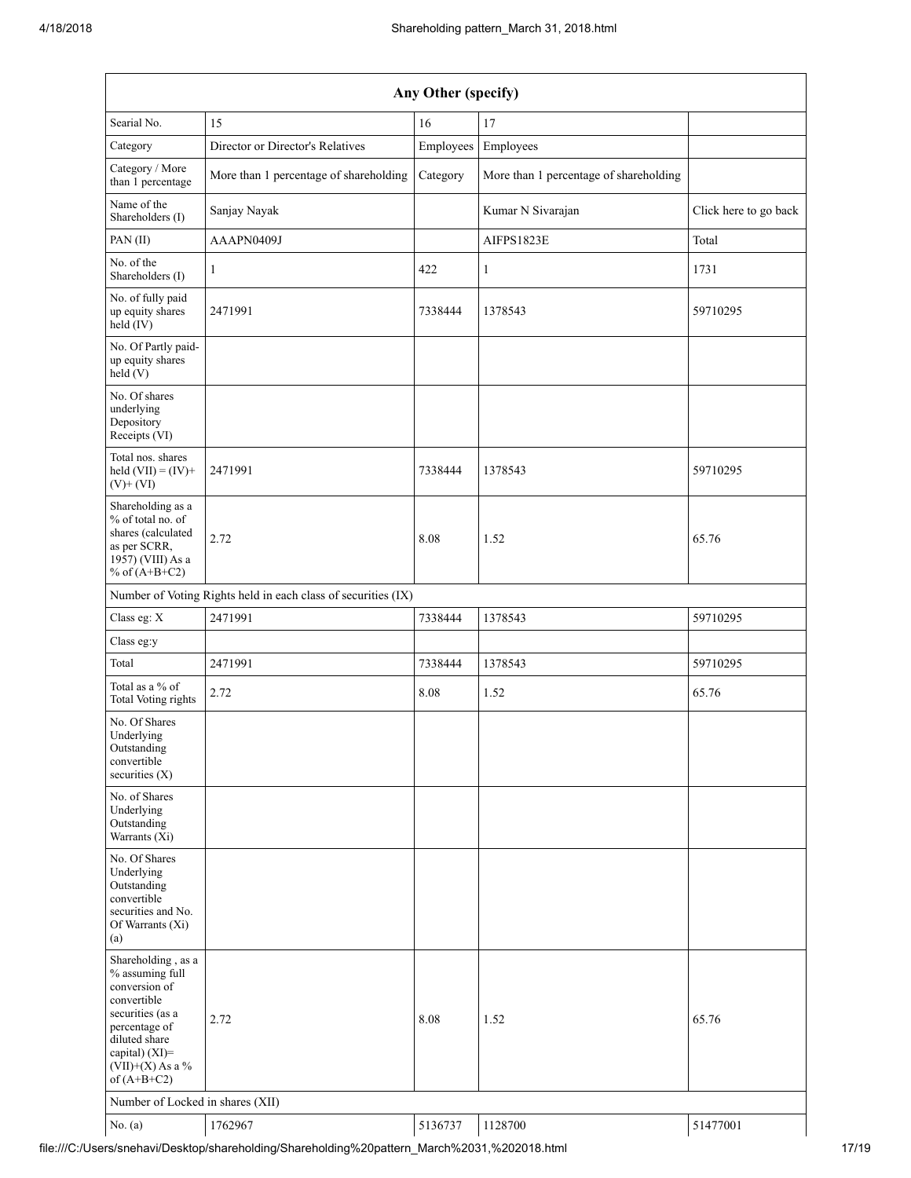| Any Other (specify) | | | | |
|---|---|---|---|---|
| Searial No. | 15 | 16 | 17 | |
| Category | Director or Director's Relatives | Employees | Employees | |
| Category / More than 1 percentage | More than 1 percentage of shareholding | Category | More than 1 percentage of shareholding | |
| Name of the Shareholders (I) | Sanjay Nayak | | Kumar N Sivarajan | Click here to go back |
| PAN (II) | AAAPN0409J | | AIFPS1823E | Total |
| No. of the Shareholders (I) | 1 | 422 | 1 | 1731 |
| No. of fully paid up equity shares held (IV) | 2471991 | 7338444 | 1378543 | 59710295 |
| No. Of Partly paid-up equity shares held (V) | | | | |
| No. Of shares underlying Depository Receipts (VI) | | | | |
| Total nos. shares held (VII) = (IV)+ (V)+ (VI) | 2471991 | 7338444 | 1378543 | 59710295 |
| Shareholding as a % of total no. of shares (calculated as per SCRR, 1957) (VIII) As a % of (A+B+C2) | 2.72 | 8.08 | 1.52 | 65.76 |
| Number of Voting Rights held in each class of securities (IX) | | | | |
| Class eg: X | 2471991 | 7338444 | 1378543 | 59710295 |
| Class eg:y | | | | |
| Total | 2471991 | 7338444 | 1378543 | 59710295 |
| Total as a % of Total Voting rights | 2.72 | 8.08 | 1.52 | 65.76 |
| No. Of Shares Underlying Outstanding convertible securities (X) | | | | |
| No. of Shares Underlying Outstanding Warrants (Xi) | | | | |
| No. Of Shares Underlying Outstanding convertible securities and No. Of Warrants (Xi) (a) | | | | |
| Shareholding , as a % assuming full conversion of convertible securities (as a percentage of diluted share capital) (XI)= (VII)+(X) As a % of (A+B+C2) | 2.72 | 8.08 | 1.52 | 65.76 |
| Number of Locked in shares (XII) | | | | |
| No. (a) | 1762967 | 5136737 | 1128700 | 51477001 |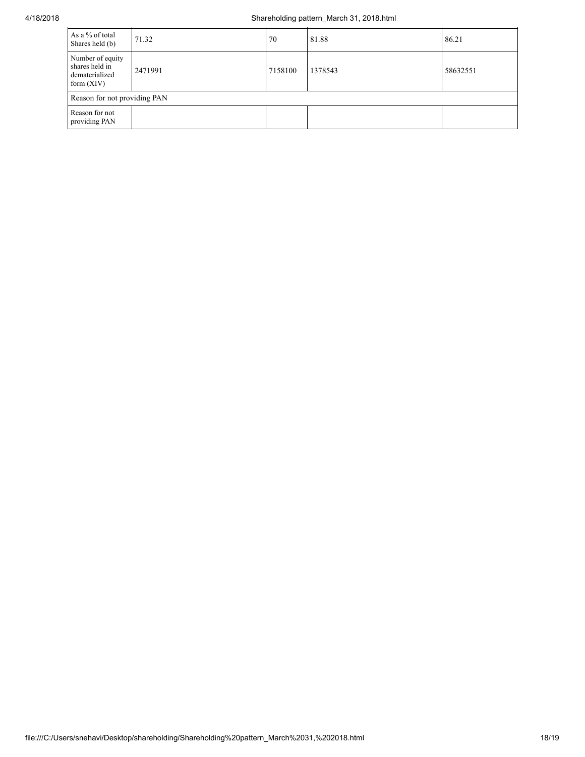| | | | | |
|---|---|---|---|---|
| As a % of total Shares held (b) | 71.32 | 70 | 81.88 | 86.21 |
| Number of equity shares held in dematerialized form (XIV) | 2471991 | 7158100 | 1378543 | 58632551 |
| Reason for not providing PAN | | | | |
| Reason for not providing PAN | | | | |